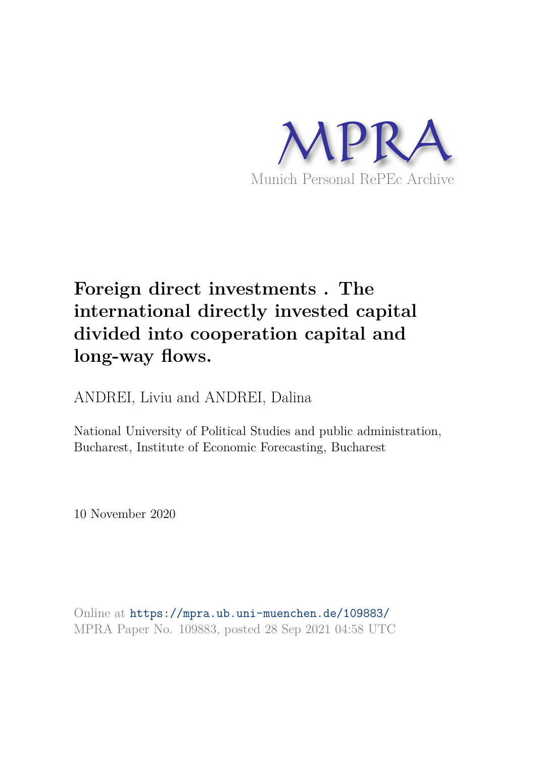Munich Personal RePEc Archive

# Foreign direct investments . The international directly invested capital divided into cooperation capital and long-way flows.

ANDREI, Liviu and ANDREI, Dalina

National University of Political Studies and public administration, Bucharest, Institute of Economic Forecasting, Bucharest

10 November 2020

Online at https://mpra.ub.uni-muenchen.de/109883/
MPRA Paper No. 109883, posted 28 Sep 2021 04:58 UTC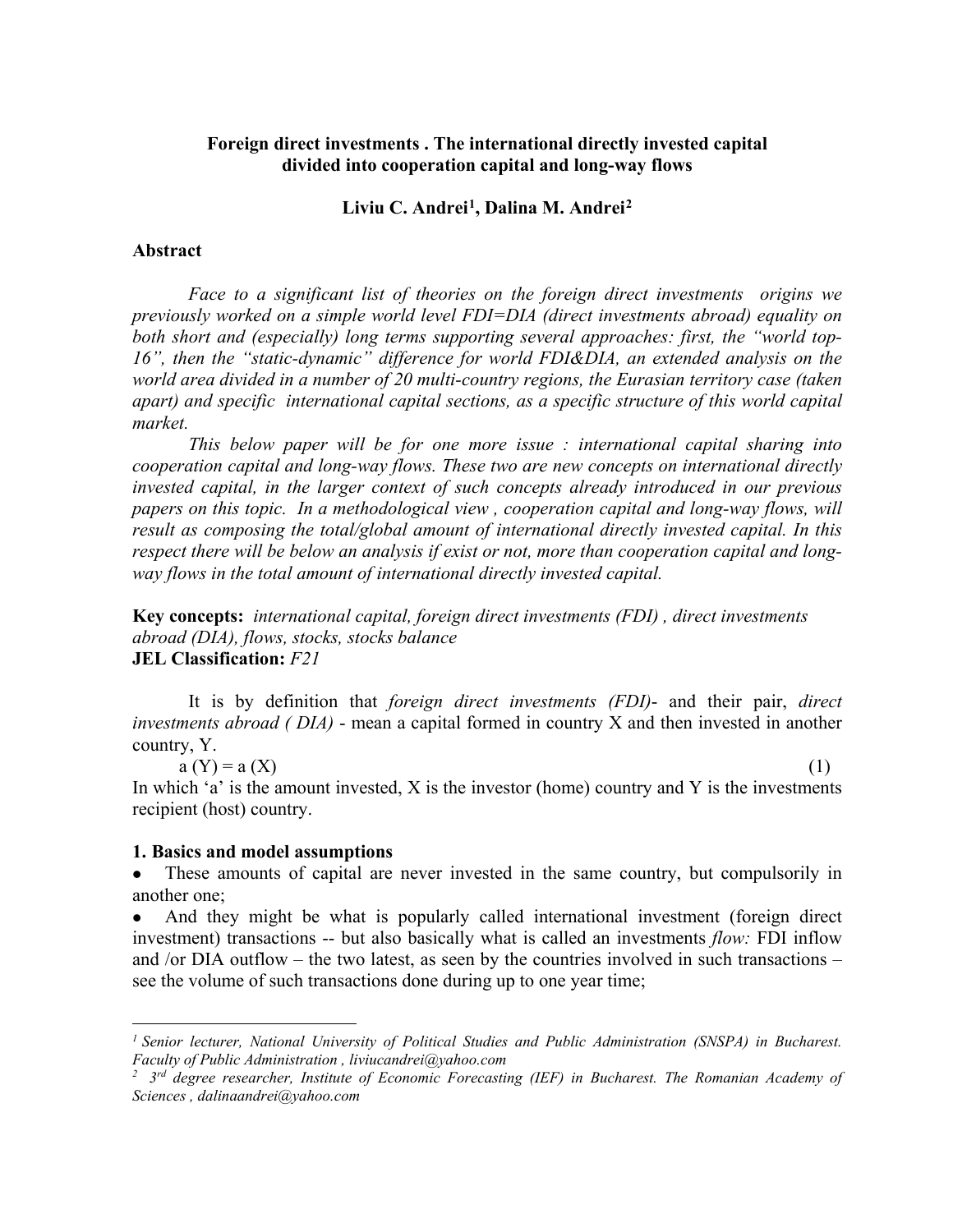**Foreign direct investments . The international directly invested capital divided into cooperation capital and long-way flows**

**Liviu C. Andrei[1], Dalina M. Andrei[2]**

**Abstract**

*Face to a significant list of theories on the foreign direct investments origins we previously worked on a simple world level FDI=DIA (direct investments abroad) equality on both short and (especially) long terms supporting several approaches: first, the "world top-16", then the "static-dynamic" difference for world FDI&DIA, an extended analysis on the world area divided in a number of 20 multi-country regions, the Eurasian territory case (taken apart) and specific international capital sections, as a specific structure of this world capital market.*

*This below paper will be for one more issue : international capital sharing into cooperation capital and long-way flows. These two are new concepts on international directly invested capital, in the larger context of such concepts already introduced in our previous papers on this topic. In a methodological view , cooperation capital and long-way flows, will result as composing the total/global amount of international directly invested capital. In this respect there will be below an analysis if exist or not, more than cooperation capital and long-way flows in the total amount of international directly invested capital.*

**Key concepts:** *international capital, foreign direct investments (FDI) , direct investments abroad (DIA), flows, stocks, stocks balance*
**JEL Classification:** *F21*

It is by definition that *foreign direct investments (FDI)*- and their pair, *direct investments abroad ( DIA)* - mean a capital formed in country X and then invested in another country, Y.

$$a(Y) = a(X) \qquad (1)$$

In which 'a' is the amount invested, X is the investor (home) country and Y is the investments recipient (host) country.

## 1. Basics and model assumptions

- These amounts of capital are never invested in the same country, but compulsorily in another one;
- And they might be what is popularly called international investment (foreign direct investment) transactions -- but also basically what is called an investments *flow:* FDI inflow and /or DIA outflow – the two latest, as seen by the countries involved in such transactions – see the volume of such transactions done during up to one year time;

---

[1] *Senior lecturer, National University of Political Studies and Public Administration (SNSPA) in Bucharest. Faculty of Public Administration , liviucandrei@yahoo.com*

[2] *3rd degree researcher, Institute of Economic Forecasting (IEF) in Bucharest. The Romanian Academy of Sciences , dalinaandrei@yahoo.com*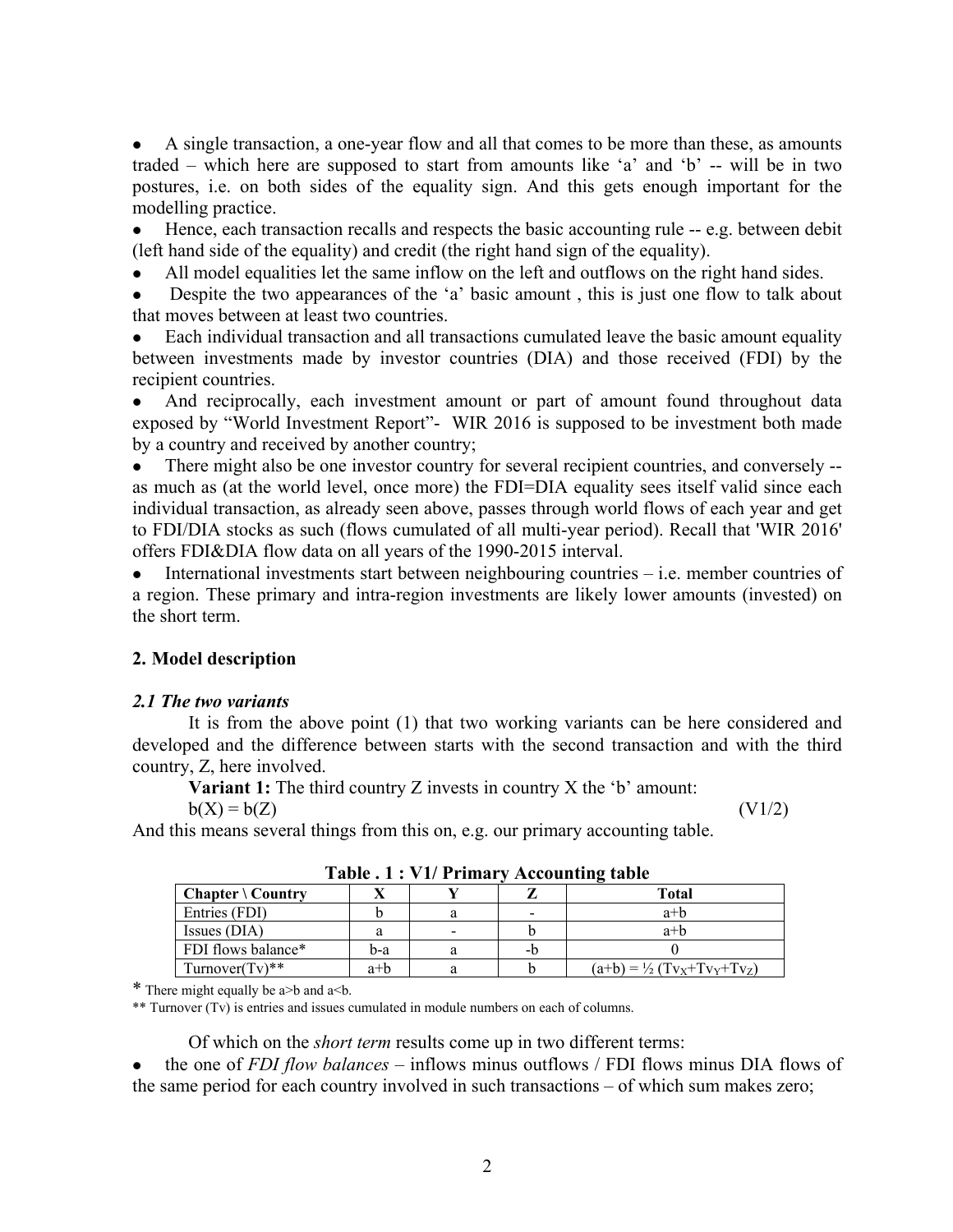- A single transaction, a one-year flow and all that comes to be more than these, as amounts traded – which here are supposed to start from amounts like 'a' and 'b' -- will be in two postures, i.e. on both sides of the equality sign. And this gets enough important for the modelling practice.
- Hence, each transaction recalls and respects the basic accounting rule -- e.g. between debit (left hand side of the equality) and credit (the right hand sign of the equality).
- All model equalities let the same inflow on the left and outflows on the right hand sides.
- Despite the two appearances of the 'a' basic amount , this is just one flow to talk about that moves between at least two countries.
- Each individual transaction and all transactions cumulated leave the basic amount equality between investments made by investor countries (DIA) and those received (FDI) by the recipient countries.
- And reciprocally, each investment amount or part of amount found throughout data exposed by "World Investment Report"- WIR 2016 is supposed to be investment both made by a country and received by another country;
- There might also be one investor country for several recipient countries, and conversely -- as much as (at the world level, once more) the FDI=DIA equality sees itself valid since each individual transaction, as already seen above, passes through world flows of each year and get to FDI/DIA stocks as such (flows cumulated of all multi-year period). Recall that 'WIR 2016' offers FDI&DIA flow data on all years of the 1990-2015 interval.
- International investments start between neighbouring countries – i.e. member countries of a region. These primary and intra-region investments are likely lower amounts (invested) on the short term.

## 2. Model description

### *2.1 The two variants*

It is from the above point (1) that two working variants can be here considered and developed and the difference between starts with the second transaction and with the third country, Z, here involved.

**Variant 1:** The third country Z invests in country X the 'b' amount:

$$b(X) = b(Z) \qquad \text{(V1/2)}$$

And this means several things from this on, e.g. our primary accounting table.

**Table . 1 : V1/ Primary Accounting table**

| Chapter \ Country | X | Y | Z | Total |
|---|---|---|---|---|
| Entries (FDI) | b | a | - | a+b |
| Issues (DIA) | a | - | b | a+b |
| FDI flows balance* | b-a | a | -b | 0 |
| Turnover(Tv)** | a+b | a | b | $(a+b) = ½ (Tv_X+Tv_Y+Tv_Z)$ |

* There might equally be a>b and a<b.

** Turnover (Tv) is entries and issues cumulated in module numbers on each of columns.

Of which on the *short term* results come up in two different terms:

- the one of *FDI flow balances* – inflows minus outflows / FDI flows minus DIA flows of the same period for each country involved in such transactions – of which sum makes zero;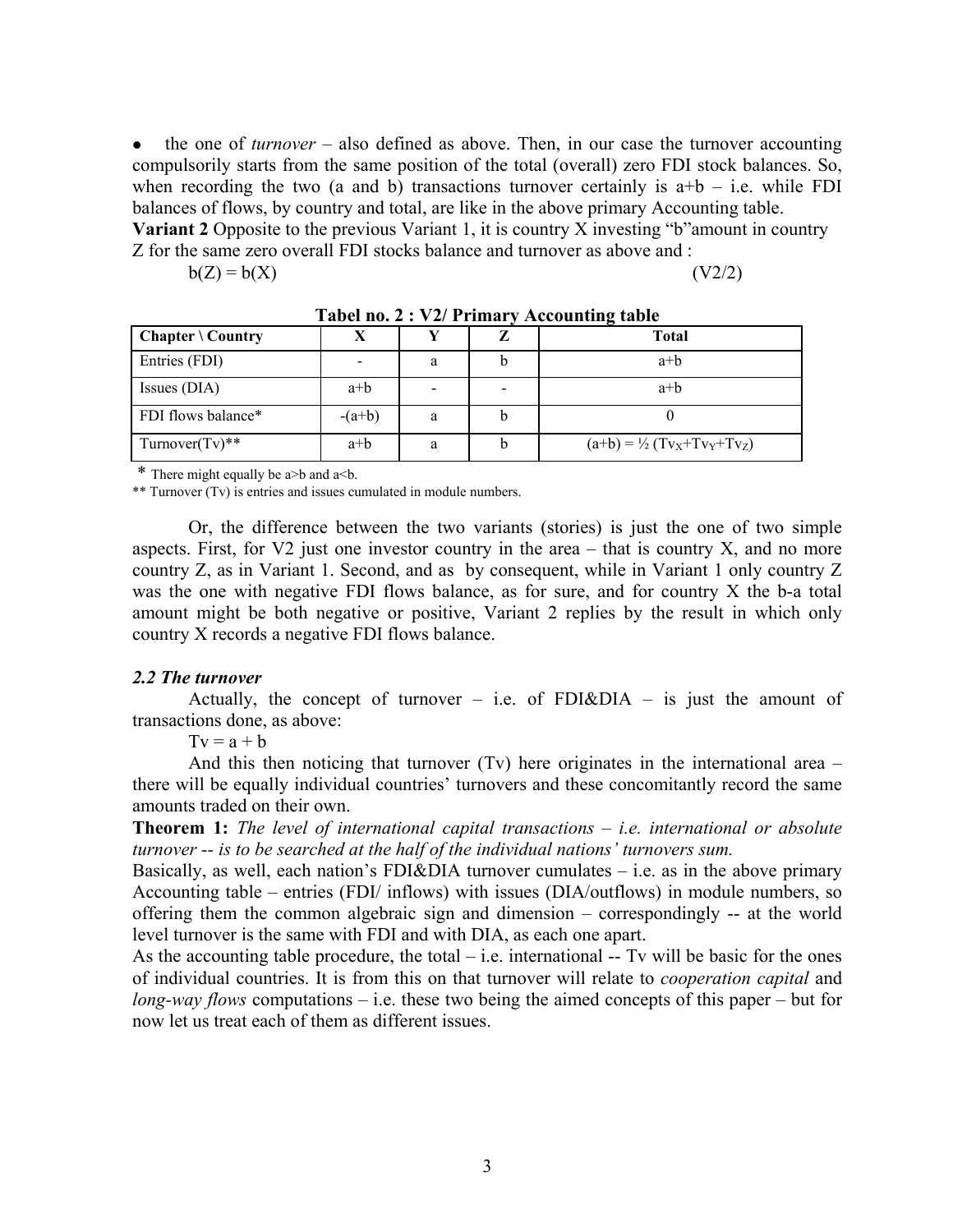- the one of *turnover* – also defined as above. Then, in our case the turnover accounting compulsorily starts from the same position of the total (overall) zero FDI stock balances. So, when recording the two (a and b) transactions turnover certainly is a+b – i.e. while FDI balances of flows, by country and total, are like in the above primary Accounting table.

**Variant 2** Opposite to the previous Variant 1, it is country X investing "b"amount in country Z for the same zero overall FDI stocks balance and turnover as above and :

$$b(Z) = b(X) \qquad (V2/2)$$

**Tabel no. 2 : V2/ Primary Accounting table**

| Chapter \ Country | X | Y | Z | Total |
|---|---|---|---|---|
| Entries (FDI) | - | a | b | a+b |
| Issues (DIA) | a+b | - | - | a+b |
| FDI flows balance* | -(a+b) | a | b | 0 |
| Turnover(Tv)** | a+b | a | b | $(a+b) = ½ (Tv_X+Tv_Y+Tv_Z)$ |

\* There might equally be a>b and a<b.

** Turnover (Tv) is entries and issues cumulated in module numbers.

Or, the difference between the two variants (stories) is just the one of two simple aspects. First, for V2 just one investor country in the area – that is country X, and no more country Z, as in Variant 1. Second, and as by consequent, while in Variant 1 only country Z was the one with negative FDI flows balance, as for sure, and for country X the b-a total amount might be both negative or positive, Variant 2 replies by the result in which only country X records a negative FDI flows balance.

### *2.2 The turnover*

Actually, the concept of turnover – i.e. of FDI&DIA – is just the amount of transactions done, as above:

$$Tv = a + b$$

And this then noticing that turnover (Tv) here originates in the international area – there will be equally individual countries' turnovers and these concomitantly record the same amounts traded on their own.

**Theorem 1:** *The level of international capital transactions – i.e. international or absolute turnover -- is to be searched at the half of the individual nations' turnovers sum.*

Basically, as well, each nation's FDI&DIA turnover cumulates – i.e. as in the above primary Accounting table – entries (FDI/ inflows) with issues (DIA/outflows) in module numbers, so offering them the common algebraic sign and dimension – correspondingly -- at the world level turnover is the same with FDI and with DIA, as each one apart.

As the accounting table procedure, the total – i.e. international -- Tv will be basic for the ones of individual countries. It is from this on that turnover will relate to *cooperation capital* and *long-way flows* computations – i.e. these two being the aimed concepts of this paper – but for now let us treat each of them as different issues.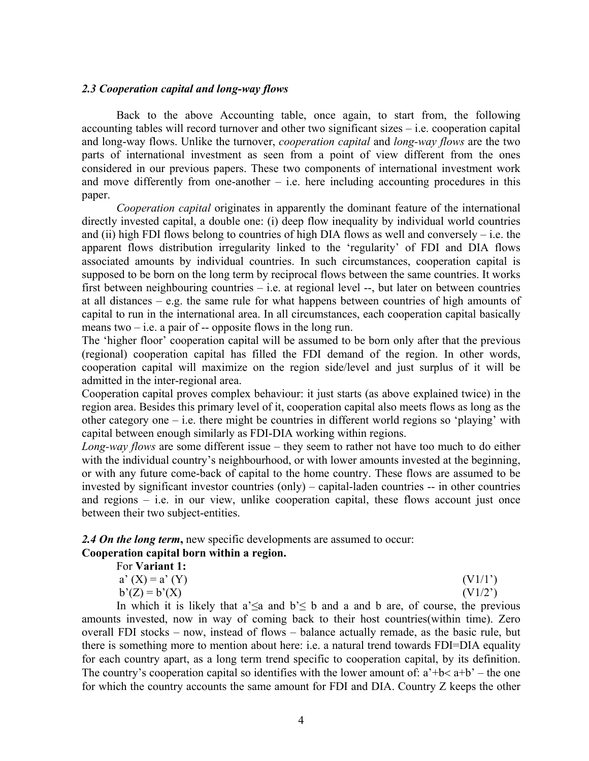### *2.3 Cooperation capital and long-way flows*

Back to the above Accounting table, once again, to start from, the following accounting tables will record turnover and other two significant sizes – i.e. cooperation capital and long-way flows. Unlike the turnover, *cooperation capital* and *long-way flows* are the two parts of international investment as seen from a point of view different from the ones considered in our previous papers. These two components of international investment work and move differently from one-another – i.e. here including accounting procedures in this paper.

*Cooperation capital* originates in apparently the dominant feature of the international directly invested capital, a double one: (i) deep flow inequality by individual world countries and (ii) high FDI flows belong to countries of high DIA flows as well and conversely – i.e. the apparent flows distribution irregularity linked to the 'regularity' of FDI and DIA flows associated amounts by individual countries. In such circumstances, cooperation capital is supposed to be born on the long term by reciprocal flows between the same countries. It works first between neighbouring countries – i.e. at regional level --, but later on between countries at all distances – e.g. the same rule for what happens between countries of high amounts of capital to run in the international area. In all circumstances, each cooperation capital basically means two – i.e. a pair of -- opposite flows in the long run.

The 'higher floor' cooperation capital will be assumed to be born only after that the previous (regional) cooperation capital has filled the FDI demand of the region. In other words, cooperation capital will maximize on the region side/level and just surplus of it will be admitted in the inter-regional area.

Cooperation capital proves complex behaviour: it just starts (as above explained twice) in the region area. Besides this primary level of it, cooperation capital also meets flows as long as the other category one – i.e. there might be countries in different world regions so 'playing' with capital between enough similarly as FDI-DIA working within regions.

*Long-way flows* are some different issue – they seem to rather not have too much to do either with the individual country's neighbourhood, or with lower amounts invested at the beginning, or with any future come-back of capital to the home country. These flows are assumed to be invested by significant investor countries (only) – capital-laden countries -- in other countries and regions – i.e. in our view, unlike cooperation capital, these flows account just once between their two subject-entities.

***2.4 On the long term*****,** new specific developments are assumed to occur:

**Cooperation capital born within a region.**

For **Variant 1:**

$$a'(X) = a'(Y) \qquad (V1/1')$$

$$b'(Z) = b'(X) \qquad (V1/2')$$

In which it is likely that $a' \leq a$ and $b' \leq b$ and a and b are, of course, the previous amounts invested, now in way of coming back to their host countries(within time). Zero overall FDI stocks – now, instead of flows – balance actually remade, as the basic rule, but there is something more to mention about here: i.e. a natural trend towards FDI=DIA equality for each country apart, as a long term trend specific to cooperation capital, by its definition. The country's cooperation capital so identifies with the lower amount of: $a'+b < a+b'$ – the one for which the country accounts the same amount for FDI and DIA. Country Z keeps the other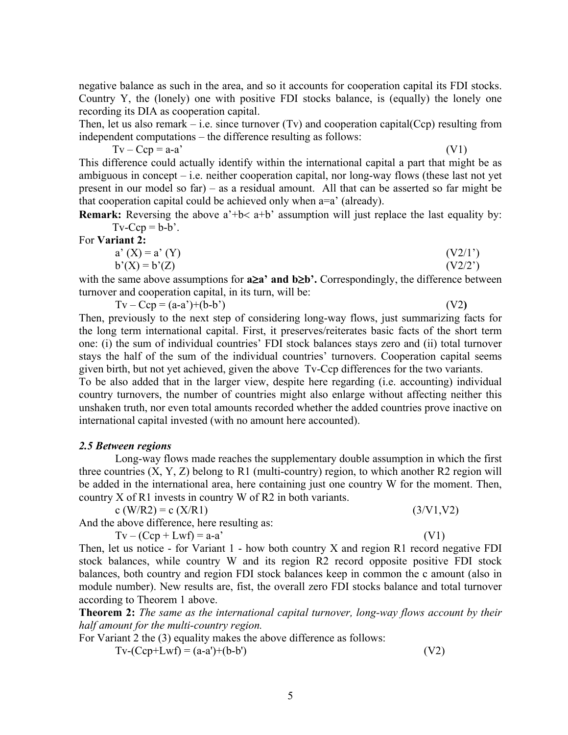negative balance as such in the area, and so it accounts for cooperation capital its FDI stocks. Country Y, the (lonely) one with positive FDI stocks balance, is (equally) the lonely one recording its DIA as cooperation capital.

Then, let us also remark – i.e. since turnover (Tv) and cooperation capital(Ccp) resulting from independent computations – the difference resulting as follows:

$$Tv - Ccp = a - a' \qquad \text{(V1)}$$

This difference could actually identify within the international capital a part that might be as ambiguous in concept – i.e. neither cooperation capital, nor long-way flows (these last not yet present in our model so far) – as a residual amount. All that can be asserted so far might be that cooperation capital could be achieved only when a=a' (already).

**Remark:** Reversing the above $a'+b< a+b'$ assumption will just replace the last equality by: $Tv-Ccp = b-b'$.

For **Variant 2:**

$$a'(X) = a'(Y) \qquad \text{(V2/1')}$$

$$b'(X) = b'(Z) \qquad \text{(V2/2')}$$

with the same above assumptions for **$a \geq a'$ and $b \geq b'$.** Correspondingly, the difference between turnover and cooperation capital, in its turn, will be:

$$Tv - Ccp = (a-a')+(b-b') \qquad \text{(V2)}$$

Then, previously to the next step of considering long-way flows, just summarizing facts for the long term international capital. First, it preserves/reiterates basic facts of the short term one: (i) the sum of individual countries' FDI stock balances stays zero and (ii) total turnover stays the half of the sum of the individual countries' turnovers. Cooperation capital seems given birth, but not yet achieved, given the above Tv-Ccp differences for the two variants.

To be also added that in the larger view, despite here regarding (i.e. accounting) individual country turnovers, the number of countries might also enlarge without affecting neither this unshaken truth, nor even total amounts recorded whether the added countries prove inactive on international capital invested (with no amount here accounted).

### *2.5 Between regions*

Long-way flows made reaches the supplementary double assumption in which the first three countries (X, Y, Z) belong to R1 (multi-country) region, to which another R2 region will be added in the international area, here containing just one country W for the moment. Then, country X of R1 invests in country W of R2 in both variants.

$$c\,(W/R2) = c\,(X/R1) \qquad \text{(3/V1,V2)}$$

And the above difference, here resulting as:

$$Tv - (Ccp + Lwf) = a - a' \qquad \text{(V1)}$$

Then, let us notice - for Variant 1 - how both country X and region R1 record negative FDI stock balances, while country W and its region R2 record opposite positive FDI stock balances, both country and region FDI stock balances keep in common the c amount (also in module number). New results are, fist, the overall zero FDI stocks balance and total turnover according to Theorem 1 above.

**Theorem 2:** *The same as the international capital turnover, long-way flows account by their half amount for the multi-country region.*

For Variant 2 the (3) equality makes the above difference as follows:

$$Tv-(Ccp+Lwf) = (a-a')+(b-b') \qquad \text{(V2)}$$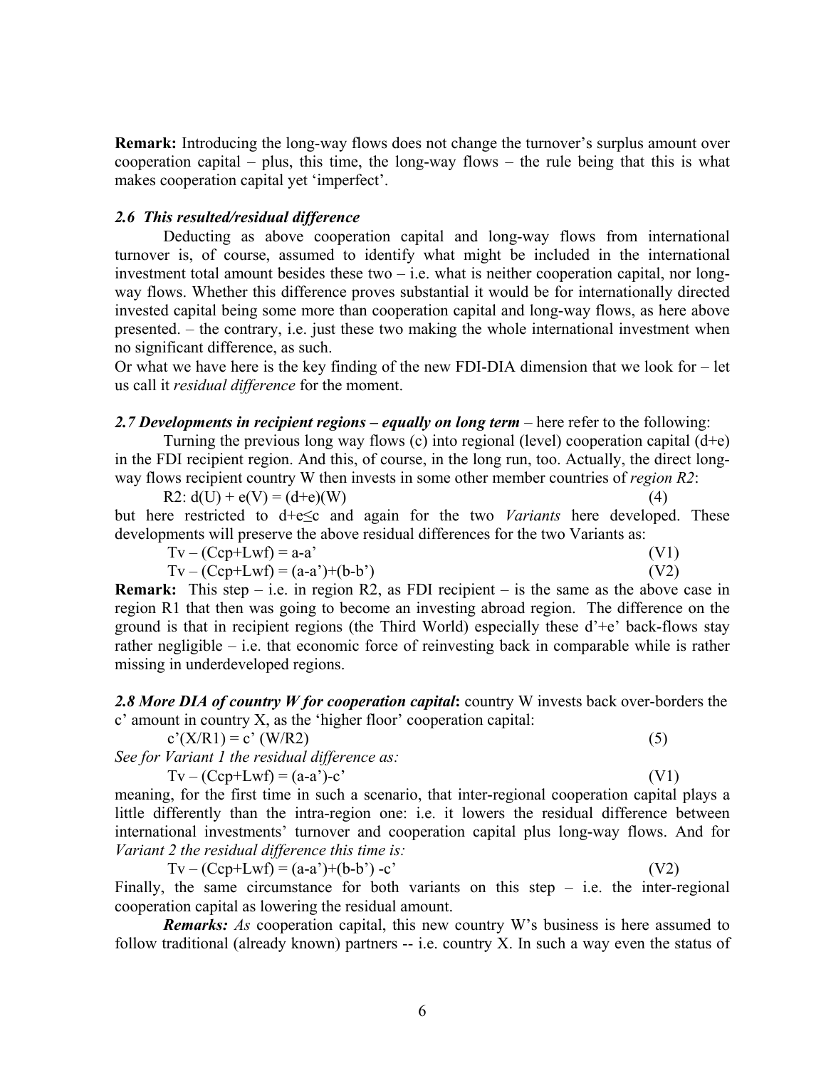**Remark:** Introducing the long-way flows does not change the turnover's surplus amount over cooperation capital – plus, this time, the long-way flows – the rule being that this is what makes cooperation capital yet 'imperfect'.

### *2.6 This resulted/residual difference*

Deducting as above cooperation capital and long-way flows from international turnover is, of course, assumed to identify what might be included in the international investment total amount besides these two – i.e. what is neither cooperation capital, nor long-way flows. Whether this difference proves substantial it would be for internationally directed invested capital being some more than cooperation capital and long-way flows, as here above presented. – the contrary, i.e. just these two making the whole international investment when no significant difference, as such.

Or what we have here is the key finding of the new FDI-DIA dimension that we look for – let us call it *residual difference* for the moment.

***2.7 Developments in recipient regions – equally on long term*** – here refer to the following:

Turning the previous long way flows (c) into regional (level) cooperation capital (d+e) in the FDI recipient region. And this, of course, in the long run, too. Actually, the direct long-way flows recipient country W then invests in some other member countries of *region R2*:

$$\text{R2: } d(U) + e(V) = (d+e)(W) \tag{4}$$

but here restricted to $d+e \leq c$ and again for the two *Variants* here developed. These developments will preserve the above residual differences for the two Variants as:

$$Tv - (Ccp+Lwf) = a-a' \quad \text{(V1)}$$

$$Tv - (Ccp+Lwf) = (a-a')+(b-b') \quad \text{(V2)}$$

**Remark:** This step – i.e. in region R2, as FDI recipient – is the same as the above case in region R1 that then was going to become an investing abroad region. The difference on the ground is that in recipient regions (the Third World) especially these d'+e' back-flows stay rather negligible – i.e. that economic force of reinvesting back in comparable while is rather missing in underdeveloped regions.

***2.8 More DIA of country W for cooperation capital*:** country W invests back over-borders the c' amount in country X, as the 'higher floor' cooperation capital:

$$c'(X/R1) = c'\ (W/R2) \tag{5}$$

*See for Variant 1 the residual difference as:*

$$Tv - (Ccp+Lwf) = (a-a')-c' \quad \text{(V1)}$$

meaning, for the first time in such a scenario, that inter-regional cooperation capital plays a little differently than the intra-region one: i.e. it lowers the residual difference between international investments' turnover and cooperation capital plus long-way flows. And for *Variant 2 the residual difference this time is:*

$$Tv - (Ccp+Lwf) = (a-a')+(b-b') -c' \quad \text{(V2)}$$

Finally, the same circumstance for both variants on this step – i.e. the inter-regional cooperation capital as lowering the residual amount.

***Remarks:*** *As* cooperation capital, this new country W's business is here assumed to follow traditional (already known) partners -- i.e. country X. In such a way even the status of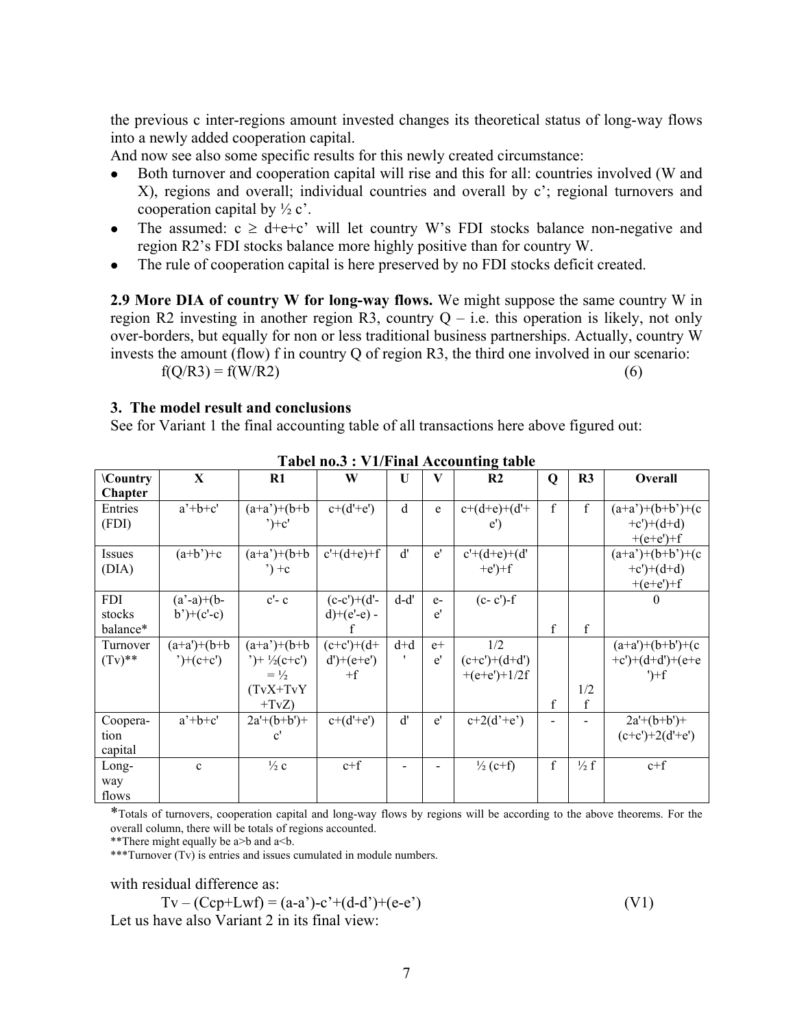the previous c inter-regions amount invested changes its theoretical status of long-way flows into a newly added cooperation capital.

And now see also some specific results for this newly created circumstance:

- Both turnover and cooperation capital will rise and this for all: countries involved (W and X), regions and overall; individual countries and overall by c'; regional turnovers and cooperation capital by ½ c'.
- The assumed: $c \geq d+e+c'$ will let country W's FDI stocks balance non-negative and region R2's FDI stocks balance more highly positive than for country W.
- The rule of cooperation capital is here preserved by no FDI stocks deficit created.

**2.9 More DIA of country W for long-way flows.** We might suppose the same country W in region R2 investing in another region R3, country Q – i.e. this operation is likely, not only over-borders, but equally for non or less traditional business partnerships. Actually, country W invests the amount (flow) f in country Q of region R3, the third one involved in our scenario:

$$f(Q/R3) = f(W/R2) \tag{6}$$

### 3. The model result and conclusions

See for Variant 1 the final accounting table of all transactions here above figured out:

**Tabel no.3 : V1/Final Accounting table**

| \Country Chapter | X | R1 | W | U | V | R2 | Q | R3 | Overall |
|---|---|---|---|---|---|---|---|---|---|
| Entries (FDI) | a'+b+c' | (a+a')+(b+b')+c' | c+(d'+e') | d | e | c+(d+e)+(d'+e') | f | f | (a+a')+(b+b')+(c+c')+(d+d)+(e+e')+f |
| Issues (DIA) | (a+b')+c | (a+a')+(b+b') +c | c'+(d+e)+f | d' | e' | c'+(d+e)+(d'+e')+f | | | (a+a')+(b+b')+(c+c')+(d+d)+(e+e')+f |
| FDI stocks balance* | (a'-a)+(b-b')+(c'-c) | c'- c | (c-c')+(d'-d)+(e'-e) - f | d-d' | e-e' | (c- c')-f | f | f | 0 |
| Turnover (Tv)** | (a+a')+(b+b')+(c+c') | (a+a')+(b+b')+ ½(c+c') = ½ (TvX+TvY+TvZ) | (c+c')+(d+d')+(e+e')+f | d+d' | e+e' | 1/2 (c+c')+(d+d')+(e+e')+1/2f | f | 1/2 f | (a+a')+(b+b')+(c+c')+(d+d')+(e+e')+f |
| Coopera-tion capital | a'+b+c' | 2a'+(b+b')+c' | c+(d'+e') | d' | e' | c+2(d'+e') | - | - | 2a'+(b+b')+(c+c')+2(d'+e') |
| Long-way flows | c | ½ c | c+f | - | - | ½ (c+f) | f | ½ f | c+f |

*Totals of turnovers, cooperation capital and long-way flows by regions will be according to the above theorems. For the overall column, there will be totals of regions accounted.

**There might equally be a>b and a<b.

***Turnover (Tv) is entries and issues cumulated in module numbers.

with residual difference as:

$$Tv - (Ccp+Lwf) = (a-a')-c'+(d-d')+(e-e') \tag{V1}$$

Let us have also Variant 2 in its final view: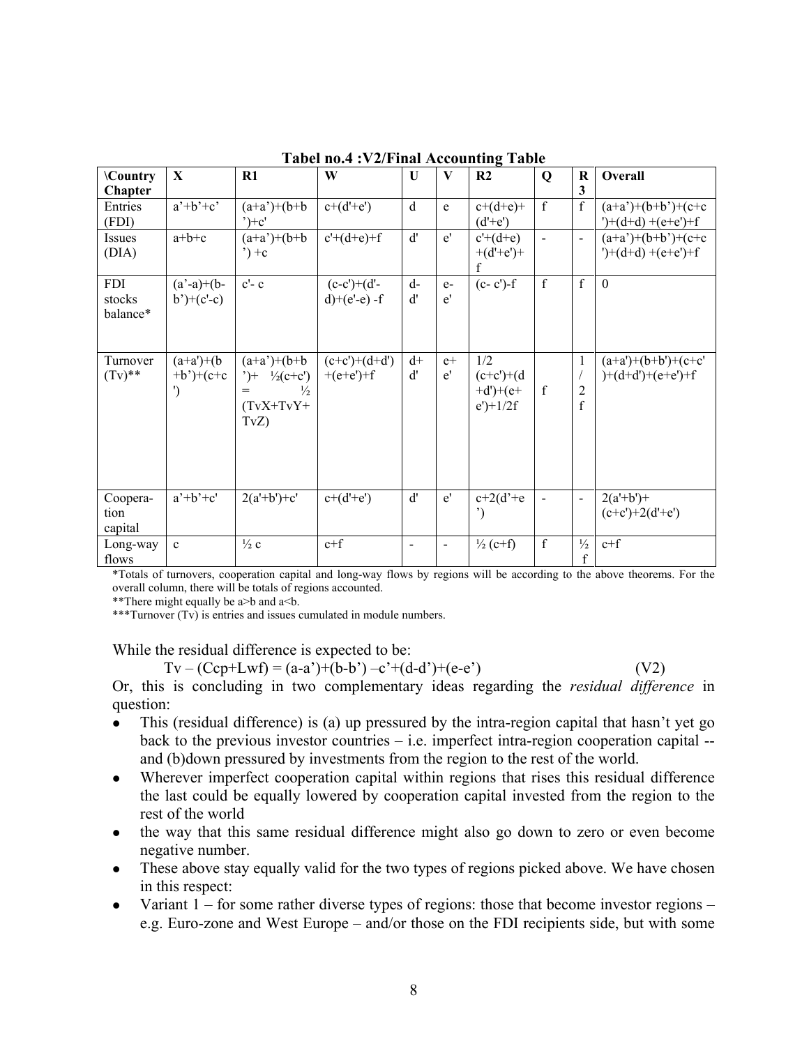**Tabel no.4 :V2/Final Accounting Table**

| \Country Chapter | X | R1 | W | U | V | R2 | Q | R3 | Overall |
|---|---|---|---|---|---|---|---|---|---|
| Entries (FDI) | a'+b'+c' | (a+a')+(b+b')+c' | c+(d'+e') | d | e | c+(d+e)+(d'+e') | f | f | (a+a')+(b+b')+(c+c')+(d+d) +(e+e')+f |
| Issues (DIA) | a+b+c | (a+a')+(b+b') +c | c'+(d+e)+f | d' | e' | c'+(d+e) +(d'+e')+f | - | - | (a+a')+(b+b')+(c+c')+(d+d) +(e+e')+f |
| FDI stocks balance* | (a'-a)+(b-b')+(c'-c) | c'- c | (c-c')+(d'-d)+(e'-e) -f | d-d' | e-e' | (c- c')-f | f | f | 0 |
| Turnover (Tv)** | (a+a')+(b+b')+(c+c') | (a+a')+(b+b')+ ½(c+c') = ½ (TvX+TvY+TvZ) | (c+c')+(d+d') +(e+e')+f | d+d' | e+e' | 1/2 (c+c')+(d+d')+(e+e')+1/2f | f | 1/2f | (a+a')+(b+b')+(c+c')+(d+d')+(e+e')+f |
| Coopera-tion capital | a'+b'+c' | 2(a'+b')+c' | c+(d'+e') | d' | e' | c+2(d'+e') | - | - | 2(a'+b')+ (c+c')+2(d'+e') |
| Long-way flows | c | ½ c | c+f | - | - | ½ (c+f) | f | ½ f | c+f |

*Totals of turnovers, cooperation capital and long-way flows by regions will be according to the above theorems. For the overall column, there will be totals of regions accounted.

**There might equally be a>b and a<b.

***Turnover (Tv) is entries and issues cumulated in module numbers.

While the residual difference is expected to be:

$$Tv - (Ccp+Lwf) = (a-a')+(b-b') - c'+(d-d')+(e-e') \qquad (V2)$$

Or, this is concluding in two complementary ideas regarding the *residual difference* in question:

- This (residual difference) is (a) up pressured by the intra-region capital that hasn't yet go back to the previous investor countries – i.e. imperfect intra-region cooperation capital -- and (b)down pressured by investments from the region to the rest of the world.
- Wherever imperfect cooperation capital within regions that rises this residual difference the last could be equally lowered by cooperation capital invested from the region to the rest of the world
- the way that this same residual difference might also go down to zero or even become negative number.
- These above stay equally valid for the two types of regions picked above. We have chosen in this respect:
- Variant 1 – for some rather diverse types of regions: those that become investor regions – e.g. Euro-zone and West Europe – and/or those on the FDI recipients side, but with some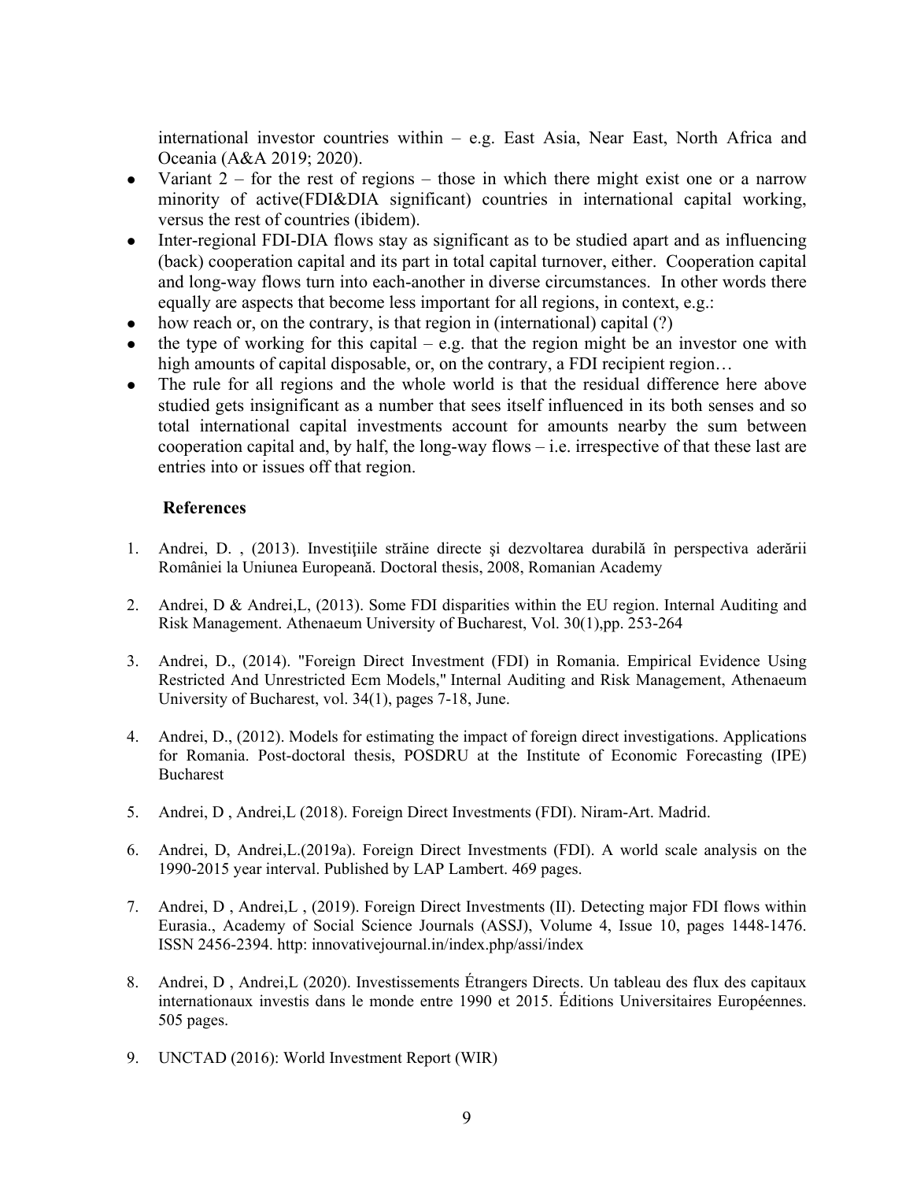international investor countries within – e.g. East Asia, Near East, North Africa and Oceania (A&A 2019; 2020).

- Variant 2 – for the rest of regions – those in which there might exist one or a narrow minority of active(FDI&DIA significant) countries in international capital working, versus the rest of countries (ibidem).
- Inter-regional FDI-DIA flows stay as significant as to be studied apart and as influencing (back) cooperation capital and its part in total capital turnover, either. Cooperation capital and long-way flows turn into each-another in diverse circumstances. In other words there equally are aspects that become less important for all regions, in context, e.g.:
- how reach or, on the contrary, is that region in (international) capital (?)
- the type of working for this capital – e.g. that the region might be an investor one with high amounts of capital disposable, or, on the contrary, a FDI recipient region…
- The rule for all regions and the whole world is that the residual difference here above studied gets insignificant as a number that sees itself influenced in its both senses and so total international capital investments account for amounts nearby the sum between cooperation capital and, by half, the long-way flows – i.e. irrespective of that these last are entries into or issues off that region.

## References

1. Andrei, D. , (2013). Investiţiile străine directe şi dezvoltarea durabilă în perspectiva aderării României la Uniunea Europeană. Doctoral thesis, 2008, Romanian Academy

2. Andrei, D & Andrei,L, (2013). Some FDI disparities within the EU region. Internal Auditing and Risk Management. Athenaeum University of Bucharest, Vol. 30(1),pp. 253-264

3. Andrei, D., (2014). "Foreign Direct Investment (FDI) in Romania. Empirical Evidence Using Restricted And Unrestricted Ecm Models," Internal Auditing and Risk Management, Athenaeum University of Bucharest, vol. 34(1), pages 7-18, June.

4. Andrei, D., (2012). Models for estimating the impact of foreign direct investigations. Applications for Romania. Post-doctoral thesis, POSDRU at the Institute of Economic Forecasting (IPE) Bucharest

5. Andrei, D , Andrei,L (2018). Foreign Direct Investments (FDI). Niram-Art. Madrid.

6. Andrei, D, Andrei,L.(2019a). Foreign Direct Investments (FDI). A world scale analysis on the 1990-2015 year interval. Published by LAP Lambert. 469 pages.

7. Andrei, D , Andrei,L , (2019). Foreign Direct Investments (II). Detecting major FDI flows within Eurasia., Academy of Social Science Journals (ASSJ), Volume 4, Issue 10, pages 1448-1476. ISSN 2456-2394. http: innovativejournal.in/index.php/assi/index

8. Andrei, D , Andrei,L (2020). Investissements Étrangers Directs. Un tableau des flux des capitaux internationaux investis dans le monde entre 1990 et 2015. Éditions Universitaires Européennes. 505 pages.

9. UNCTAD (2016): World Investment Report (WIR)